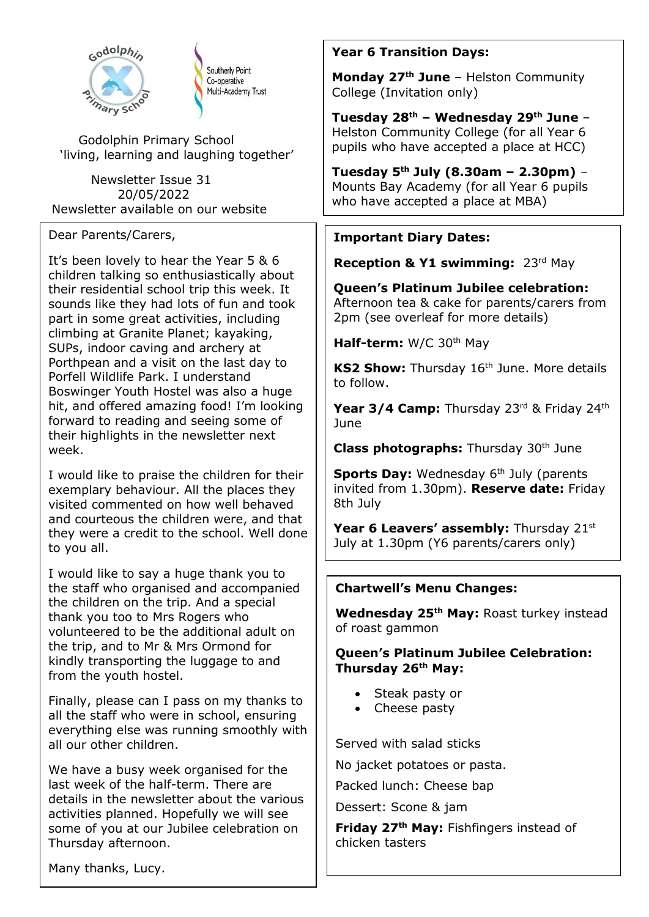Godolphin Primary School
'living, learning and laughing together'

Newsletter Issue 31
20/05/2022
Newsletter available on our website

Dear Parents/Carers,

It's been lovely to hear the Year 5 & 6 children talking so enthusiastically about their residential school trip this week. It sounds like they had lots of fun and took part in some great activities, including climbing at Granite Planet; kayaking, SUPs, indoor caving and archery at Porthpean and a visit on the last day to Porfell Wildlife Park. I understand Boswinger Youth Hostel was also a huge hit, and offered amazing food! I'm looking forward to reading and seeing some of their highlights in the newsletter next week.

I would like to praise the children for their exemplary behaviour. All the places they visited commented on how well behaved and courteous the children were, and that they were a credit to the school. Well done to you all.

I would like to say a huge thank you to the staff who organised and accompanied the children on the trip. And a special thank you too to Mrs Rogers who volunteered to be the additional adult on the trip, and to Mr & Mrs Ormond for kindly transporting the luggage to and from the youth hostel.

Finally, please can I pass on my thanks to all the staff who were in school, ensuring everything else was running smoothly with all our other children.

We have a busy week organised for the last week of the half-term. There are details in the newsletter about the various activities planned. Hopefully we will see some of you at our Jubilee celebration on Thursday afternoon.

Many thanks, Lucy.

**Year 6 Transition Days:**

**Monday 27th June** – Helston Community College (Invitation only)

**Tuesday 28th – Wednesday 29th June** – Helston Community College (for all Year 6 pupils who have accepted a place at HCC)

**Tuesday 5th July (8.30am – 2.30pm)** – Mounts Bay Academy (for all Year 6 pupils who have accepted a place at MBA)

**Important Diary Dates:**

**Reception & Y1 swimming:** 23rd May

**Queen's Platinum Jubilee celebration:** Afternoon tea & cake for parents/carers from 2pm (see overleaf for more details)

**Half-term:** W/C 30th May

**KS2 Show:** Thursday 16th June. More details to follow.

**Year 3/4 Camp:** Thursday 23rd & Friday 24th June

**Class photographs:** Thursday 30th June

**Sports Day:** Wednesday 6th July (parents invited from 1.30pm). **Reserve date:** Friday 8th July

**Year 6 Leavers' assembly:** Thursday 21st July at 1.30pm (Y6 parents/carers only)

**Chartwell's Menu Changes:**

**Wednesday 25th May:** Roast turkey instead of roast gammon

**Queen's Platinum Jubilee Celebration: Thursday 26th May:**

- Steak pasty or
- Cheese pasty

Served with salad sticks

No jacket potatoes or pasta.

Packed lunch: Cheese bap

Dessert: Scone & jam

**Friday 27th May:** Fishfingers instead of chicken tasters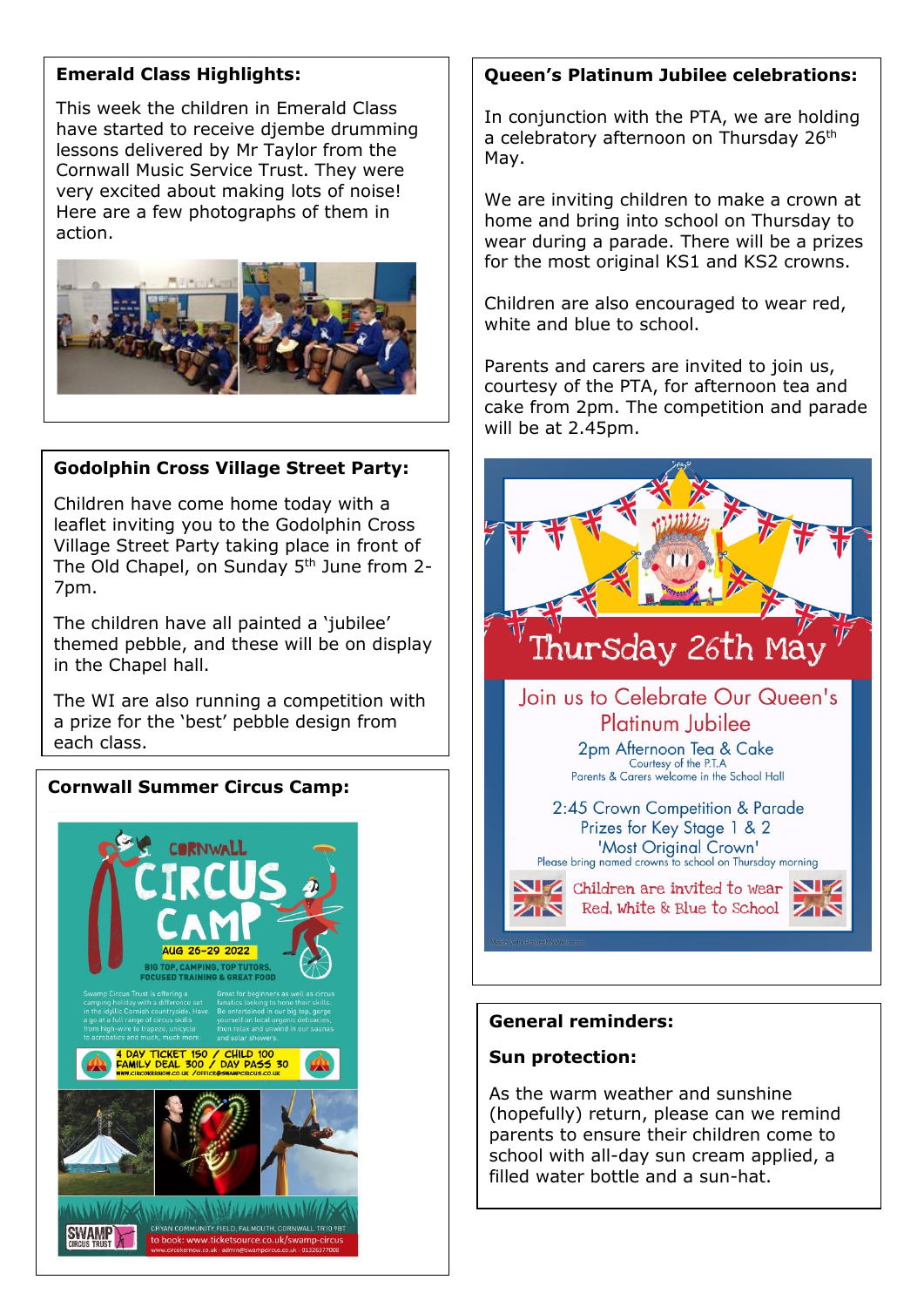## Emerald Class Highlights:

This week the children in Emerald Class have started to receive djembe drumming lessons delivered by Mr Taylor from the Cornwall Music Service Trust. They were very excited about making lots of noise! Here are a few photographs of them in action.

## Godolphin Cross Village Street Party:

Children have come home today with a leaflet inviting you to the Godolphin Cross Village Street Party taking place in front of The Old Chapel, on Sunday 5th June from 2-7pm.

The children have all painted a 'jubilee' themed pebble, and these will be on display in the Chapel hall.

The WI are also running a competition with a prize for the 'best' pebble design from each class.

## Cornwall Summer Circus Camp:

CORNWALL CIRCUS CAMP

AUG 26-29 2022

BIG TOP, CAMPING, TOP TUTORS, FOCUSED TRAINING & GREAT FOOD

Swamp Circus Trust is offering a camping holiday with a difference set in the idyllic Cornish countryside. Have a go at a full range of circus skills from high-wire to trapeze, unicycle to acrobatics and much, much more.

Great for beginners as well as circus fanatics looking to hone their skills. Be entertained in our big top, gorge yourself on local organic delicacies, then relax and unwind in our saunas and solar showers.

4 DAY TICKET 150 / CHILD 100
FAMILY DEAL 300 / DAY PASS 30
WWW.CIRCOKERNOW.CO.UK / OFFICE@SWAMPCIRCUS.CO.UK

SWAMP CIRCUS TRUST

CHYAN COMMUNITY FIELD, FALMOUTH, CORNWALL TR10 9BT
to book: www.ticketsource.co.uk/swamp-circus
www.circokernow.co.uk · admin@swampcircus.co.uk · 01326377008

## Queen's Platinum Jubilee celebrations:

In conjunction with the PTA, we are holding a celebratory afternoon on Thursday 26th May.

We are inviting children to make a crown at home and bring into school on Thursday to wear during a parade. There will be a prizes for the most original KS1 and KS2 crowns.

Children are also encouraged to wear red, white and blue to school.

Parents and carers are invited to join us, courtesy of the PTA, for afternoon tea and cake from 2pm. The competition and parade will be at 2.45pm.

Thursday 26th May

Join us to Celebrate Our Queen's Platinum Jubilee

2pm Afternoon Tea & Cake
Courtesy of the P.T.A
Parents & Carers welcome in the School Hall

2:45 Crown Competition & Parade
Prizes for Key Stage 1 & 2
'Most Original Crown'
Please bring named crowns to school on Thursday morning

Children are invited to wear Red, White & Blue to School

Made with PosterMyWall.com

## General reminders:

### Sun protection:

As the warm weather and sunshine (hopefully) return, please can we remind parents to ensure their children come to school with all-day sun cream applied, a filled water bottle and a sun-hat.